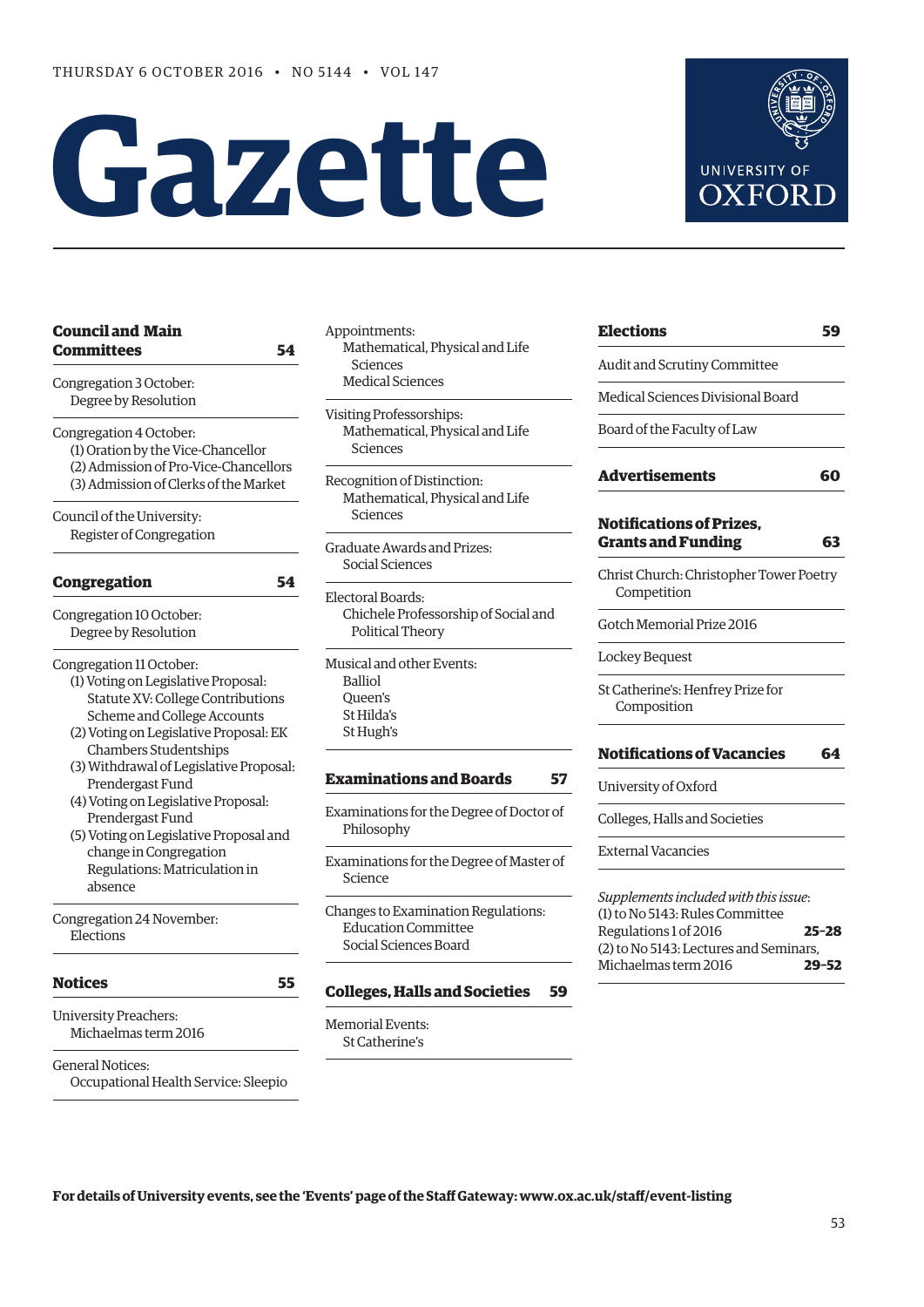THURSDAY 6 OCTOBER 2016 • NO 5144 • VOL 147

# Gazette

UNIVERSITY OF OXFORD

## Council and Main Committees 54

Congregation 3 October:
- Degree by Resolution

Congregation 4 October:
- (1) Oration by the Vice-Chancellor
- (2) Admission of Pro-Vice-Chancellors
- (3) Admission of Clerks of the Market

Council of the University:
- Register of Congregation

## Congregation 54

Congregation 10 October:
- Degree by Resolution

Congregation 11 October:
- (1) Voting on Legislative Proposal: Statute XV: College Contributions Scheme and College Accounts
- (2) Voting on Legislative Proposal: EK Chambers Studentships
- (3) Withdrawal of Legislative Proposal: Prendergast Fund
- (4) Voting on Legislative Proposal: Prendergast Fund
- (5) Voting on Legislative Proposal and change in Congregation Regulations: Matriculation in absence

Congregation 24 November:
- Elections

## Notices 55

University Preachers:
- Michaelmas term 2016

General Notices:
- Occupational Health Service: Sleepio

Appointments:
- Mathematical, Physical and Life Sciences
- Medical Sciences

Visiting Professorships:
- Mathematical, Physical and Life Sciences

Recognition of Distinction:
- Mathematical, Physical and Life Sciences

Graduate Awards and Prizes:
- Social Sciences

Electoral Boards:
- Chichele Professorship of Social and Political Theory

Musical and other Events:
- Balliol
- Queen's
- St Hilda's
- St Hugh's

## Examinations and Boards 57

Examinations for the Degree of Doctor of Philosophy

Examinations for the Degree of Master of Science

Changes to Examination Regulations:
- Education Committee
- Social Sciences Board

## Colleges, Halls and Societies 59

Memorial Events:
- St Catherine's

## Elections 59

Audit and Scrutiny Committee

Medical Sciences Divisional Board

Board of the Faculty of Law

## Advertisements 60

## Notifications of Prizes, Grants and Funding 63

Christ Church: Christopher Tower Poetry Competition

Gotch Memorial Prize 2016

Lockey Bequest

St Catherine's: Henfrey Prize for Composition

## Notifications of Vacancies 64

University of Oxford

Colleges, Halls and Societies

External Vacancies

*Supplements included with this issue*:
(1) to No 5143: Rules Committee Regulations 1 of 2016 **25–28**
(2) to No 5143: Lectures and Seminars, Michaelmas term 2016 **29–52**

**For details of University events, see the 'Events' page of the Staff Gateway: www.ox.ac.uk/staff/event-listing**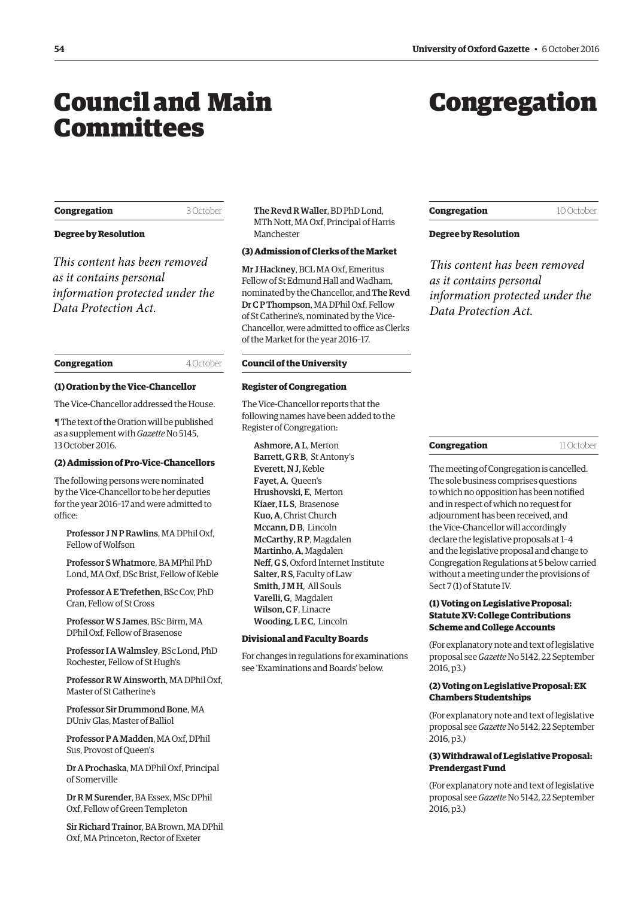# Council and Main Committees

# Congregation

**Congregation** 3 October

**Degree by Resolution**

*This content has been removed as it contains personal information protected under the Data Protection Act.*

**Congregation** 4 October

**(1) Oration by the Vice-Chancellor**

The Vice-Chancellor addressed the House.

¶ The text of the Oration will be published as a supplement with *Gazette* No 5145, 13 October 2016.

**(2) Admission of Pro-Vice-Chancellors**

The following persons were nominated by the Vice-Chancellor to be her deputies for the year 2016–17 and were admitted to office:

**Professor J N P Rawlins**, MA DPhil Oxf, Fellow of Wolfson

**Professor S Whatmore**, BA MPhil PhD Lond, MA Oxf, DSc Brist, Fellow of Keble

**Professor A E Trefethen**, BSc Cov, PhD Cran, Fellow of St Cross

**Professor W S James**, BSc Birm, MA DPhil Oxf, Fellow of Brasenose

**Professor I A Walmsley**, BSc Lond, PhD Rochester, Fellow of St Hugh's

**Professor R W Ainsworth**, MA DPhil Oxf, Master of St Catherine's

**Professor Sir Drummond Bone**, MA DUniv Glas, Master of Balliol

**Professor P A Madden**, MA Oxf, DPhil Sus, Provost of Queen's

**Dr A Prochaska**, MA DPhil Oxf, Principal of Somerville

**Dr R M Surender**, BA Essex, MSc DPhil Oxf, Fellow of Green Templeton

**Sir Richard Trainor**, BA Brown, MA DPhil Oxf, MA Princeton, Rector of Exeter

**The Revd R Waller**, BD PhD Lond, MTh Nott, MA Oxf, Principal of Harris Manchester

**(3) Admission of Clerks of the Market**

**Mr J Hackney**, BCL MA Oxf, Emeritus Fellow of St Edmund Hall and Wadham, nominated by the Chancellor, and **The Revd Dr C P Thompson**, MA DPhil Oxf, Fellow of St Catherine's, nominated by the Vice-Chancellor, were admitted to office as Clerks of the Market for the year 2016–17.

**Council of the University**

**Register of Congregation**

The Vice-Chancellor reports that the following names have been added to the Register of Congregation:

**Ashmore, A L**, Merton
**Barrett, G R B**, St Antony's
**Everett, N J**, Keble
**Fayet, A**, Queen's
**Hrushovski, E**, Merton
**Kiaer, I L S**, Brasenose
**Kuo, A**, Christ Church
**Mccann, D B**, Lincoln
**McCarthy, R P**, Magdalen
**Martinho, A**, Magdalen
**Neff, G S**, Oxford Internet Institute
**Salter, R S**, Faculty of Law
**Smith, J M H**, All Souls
**Varelli, G**, Magdalen
**Wilson, C F**, Linacre
**Wooding, L E C**, Lincoln

**Divisional and Faculty Boards**

For changes in regulations for examinations see 'Examinations and Boards' below.

**Congregation** 10 October

**Degree by Resolution**

*This content has been removed as it contains personal information protected under the Data Protection Act.*

**Congregation** 11 October

The meeting of Congregation is cancelled. The sole business comprises questions to which no opposition has been notified and in respect of which no request for adjournment has been received, and the Vice-Chancellor will accordingly declare the legislative proposals at 1–4 and the legislative proposal and change to Congregation Regulations at 5 below carried without a meeting under the provisions of Sect 7 (1) of Statute IV.

**(1) Voting on Legislative Proposal: Statute XV: College Contributions Scheme and College Accounts**

(For explanatory note and text of legislative proposal see *Gazette* No 5142, 22 September 2016, p3.)

**(2) Voting on Legislative Proposal: EK Chambers Studentships**

(For explanatory note and text of legislative proposal see *Gazette* No 5142, 22 September 2016, p3.)

**(3) Withdrawal of Legislative Proposal: Prendergast Fund**

(For explanatory note and text of legislative proposal see *Gazette* No 5142, 22 September 2016, p3.)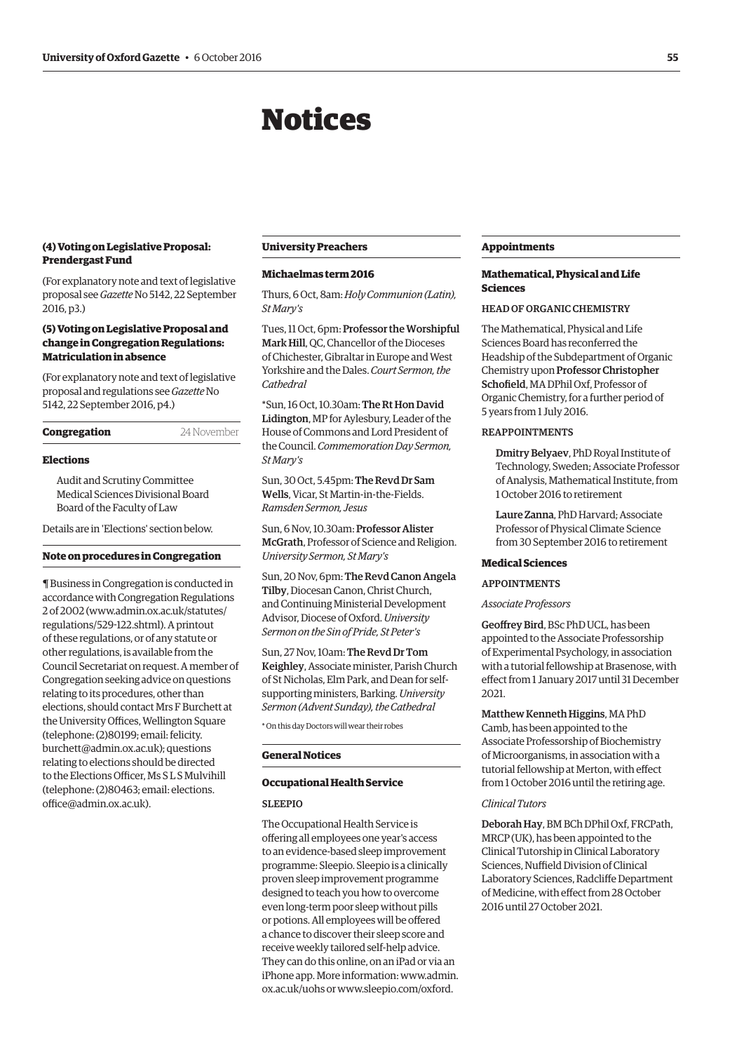# Notices

### (4) Voting on Legislative Proposal: Prendergast Fund

(For explanatory note and text of legislative proposal see *Gazette* No 5142, 22 September 2016, p3.)

### (5) Voting on Legislative Proposal and change in Congregation Regulations: Matriculation in absence

(For explanatory note and text of legislative proposal and regulations see *Gazette* No 5142, 22 September 2016, p4.)

## Congregation — 24 November

### Elections

Audit and Scrutiny Committee
Medical Sciences Divisional Board
Board of the Faculty of Law

Details are in 'Elections' section below.

### Note on procedures in Congregation

¶ Business in Congregation is conducted in accordance with Congregation Regulations 2 of 2002 (www.admin.ox.ac.uk/statutes/regulations/529-122.shtml). A printout of these regulations, or of any statute or other regulations, is available from the Council Secretariat on request. A member of Congregation seeking advice on questions relating to its procedures, other than elections, should contact Mrs F Burchett at the University Offices, Wellington Square (telephone: (2)80199; email: felicity.burchett@admin.ox.ac.uk); questions relating to elections should be directed to the Elections Officer, Ms S L S Mulvihill (telephone: (2)80463; email: elections.office@admin.ox.ac.uk).

## University Preachers

### Michaelmas term 2016

Thurs, 6 Oct, 8am: *Holy Communion (Latin), St Mary's*

Tues, 11 Oct, 6pm: **Professor the Worshipful Mark Hill**, QC, Chancellor of the Dioceses of Chichester, Gibraltar in Europe and West Yorkshire and the Dales. *Court Sermon, the Cathedral*

*Sun, 16 Oct, 10.30am: **The Rt Hon David Lidington**, MP for Aylesbury, Leader of the House of Commons and Lord President of the Council. *Commemoration Day Sermon, St Mary's*

Sun, 30 Oct, 5.45pm: **The Revd Dr Sam Wells**, Vicar, St Martin-in-the-Fields. *Ramsden Sermon, Jesus*

Sun, 6 Nov, 10.30am: **Professor Alister McGrath**, Professor of Science and Religion. *University Sermon, St Mary's*

Sun, 20 Nov, 6pm: **The Revd Canon Angela Tilby**, Diocesan Canon, Christ Church, and Continuing Ministerial Development Advisor, Diocese of Oxford. *University Sermon on the Sin of Pride, St Peter's*

Sun, 27 Nov, 10am: **The Revd Dr Tom Keighley**, Associate minister, Parish Church of St Nicholas, Elm Park, and Dean for self-supporting ministers, Barking. *University Sermon (Advent Sunday), the Cathedral*

* On this day Doctors will wear their robes

## General Notices

### Occupational Health Service

#### SLEEPIO

The Occupational Health Service is offering all employees one year's access to an evidence-based sleep improvement programme: Sleepio. Sleepio is a clinically proven sleep improvement programme designed to teach you how to overcome even long-term poor sleep without pills or potions. All employees will be offered a chance to discover their sleep score and receive weekly tailored self-help advice. They can do this online, on an iPad or via an iPhone app. More information: www.admin.ox.ac.uk/uohs or www.sleepio.com/oxford.

## Appointments

### Mathematical, Physical and Life Sciences

#### HEAD OF ORGANIC CHEMISTRY

The Mathematical, Physical and Life Sciences Board has reconferred the Headship of the Subdepartment of Organic Chemistry upon **Professor Christopher Schofield**, MA DPhil Oxf, Professor of Organic Chemistry, for a further period of 5 years from 1 July 2016.

#### REAPPOINTMENTS

**Dmitry Belyaev**, PhD Royal Institute of Technology, Sweden; Associate Professor of Analysis, Mathematical Institute, from 1 October 2016 to retirement

**Laure Zanna**, PhD Harvard; Associate Professor of Physical Climate Science from 30 September 2016 to retirement

### Medical Sciences

#### APPOINTMENTS

*Associate Professors*

**Geoffrey Bird**, BSc PhD UCL, has been appointed to the Associate Professorship of Experimental Psychology, in association with a tutorial fellowship at Brasenose, with effect from 1 January 2017 until 31 December 2021.

**Matthew Kenneth Higgins**, MA PhD Camb, has been appointed to the Associate Professorship of Biochemistry of Microorganisms, in association with a tutorial fellowship at Merton, with effect from 1 October 2016 until the retiring age.

*Clinical Tutors*

**Deborah Hay**, BM BCh DPhil Oxf, FRCPath, MRCP (UK), has been appointed to the Clinical Tutorship in Clinical Laboratory Sciences, Nuffield Division of Clinical Laboratory Sciences, Radcliffe Department of Medicine, with effect from 28 October 2016 until 27 October 2021.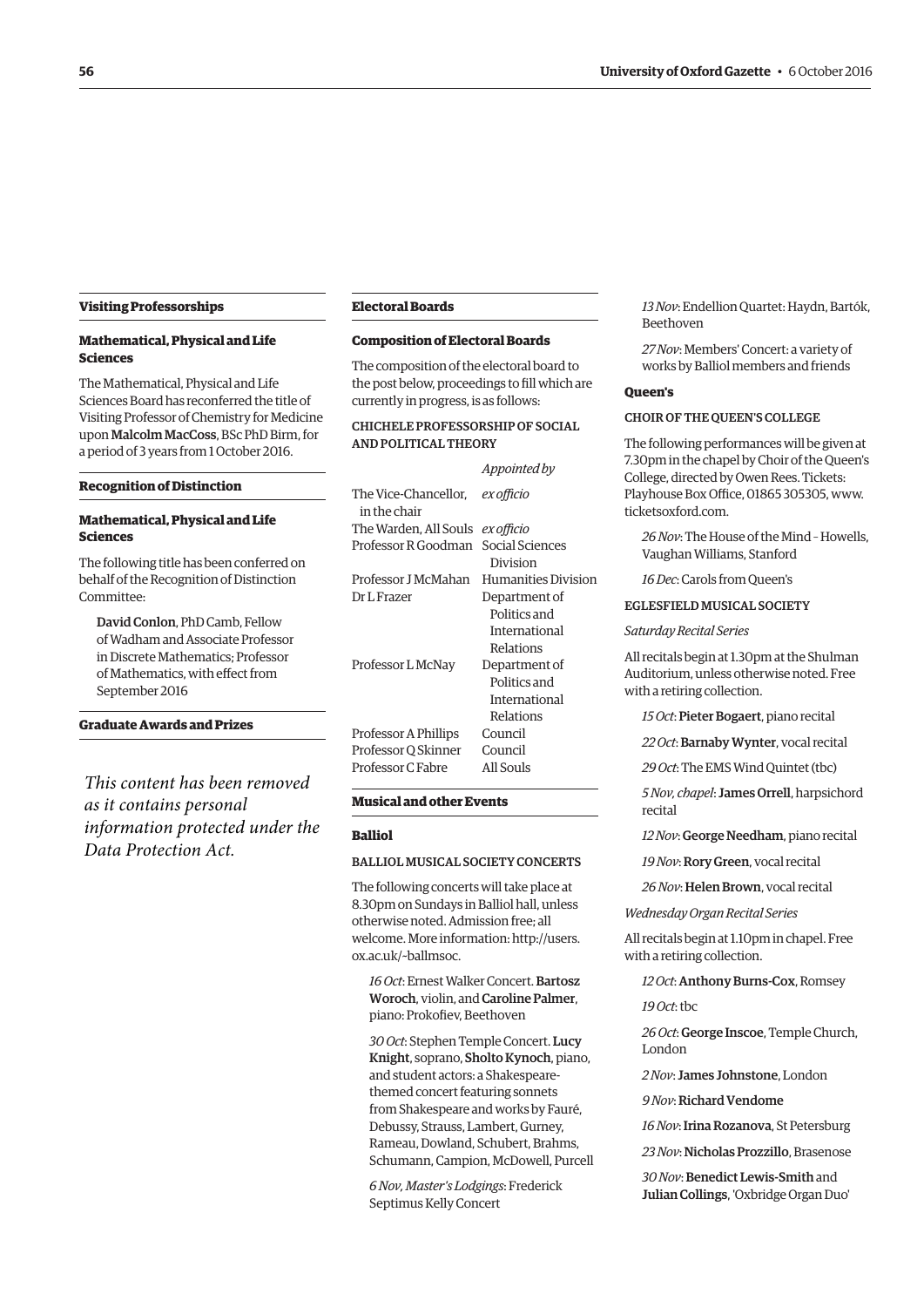## Visiting Professorships

### Mathematical, Physical and Life Sciences

The Mathematical, Physical and Life Sciences Board has reconferred the title of Visiting Professor of Chemistry for Medicine upon **Malcolm MacCoss**, BSc PhD Birm, for a period of 3 years from 1 October 2016.

## Recognition of Distinction

### Mathematical, Physical and Life Sciences

The following title has been conferred on behalf of the Recognition of Distinction Committee:

**David Conlon**, PhD Camb, Fellow of Wadham and Associate Professor in Discrete Mathematics; Professor of Mathematics, with effect from September 2016

## Graduate Awards and Prizes

*This content has been removed as it contains personal information protected under the Data Protection Act.*

## Electoral Boards

### Composition of Electoral Boards

The composition of the electoral board to the post below, proceedings to fill which are currently in progress, is as follows:

CHICHELE PROFESSORSHIP OF SOCIAL AND POLITICAL THEORY

| | *Appointed by* |
|---|---|
| The Vice-Chancellor, in the chair | *ex officio* |
| The Warden, All Souls | *ex officio* |
| Professor R Goodman | Social Sciences Division |
| Professor J McMahan | Humanities Division |
| Dr L Frazer | Department of Politics and International Relations |
| Professor L McNay | Department of Politics and International Relations |
| Professor A Phillips | Council |
| Professor Q Skinner | Council |
| Professor C Fabre | All Souls |

## Musical and other Events

### Balliol

BALLIOL MUSICAL SOCIETY CONCERTS

The following concerts will take place at 8.30pm on Sundays in Balliol hall, unless otherwise noted. Admission free; all welcome. More information: http://users.ox.ac.uk/~ballmsoc.

*16 Oct*: Ernest Walker Concert. **Bartosz Woroch**, violin, and **Caroline Palmer**, piano: Prokofiev, Beethoven

*30 Oct*: Stephen Temple Concert. **Lucy Knight**, soprano, **Sholto Kynoch**, piano, and student actors: a Shakespeare-themed concert featuring sonnets from Shakespeare and works by Fauré, Debussy, Strauss, Lambert, Gurney, Rameau, Dowland, Schubert, Brahms, Schumann, Campion, McDowell, Purcell

*6 Nov, Master's Lodgings*: Frederick Septimus Kelly Concert

*13 Nov*: Endellion Quartet: Haydn, Bartók, Beethoven

*27 Nov*: Members' Concert: a variety of works by Balliol members and friends

### Queen's

CHOIR OF THE QUEEN'S COLLEGE

The following performances will be given at 7.30pm in the chapel by Choir of the Queen's College, directed by Owen Rees. Tickets: Playhouse Box Office, 01865 305305, www.ticketsoxford.com.

*26 Nov*: The House of the Mind – Howells, Vaughan Williams, Stanford

*16 Dec*: Carols from Queen's

EGLESFIELD MUSICAL SOCIETY

*Saturday Recital Series*

All recitals begin at 1.30pm at the Shulman Auditorium, unless otherwise noted. Free with a retiring collection.

*15 Oct*: **Pieter Bogaert**, piano recital

*22 Oct*: **Barnaby Wynter**, vocal recital

*29 Oct*: The EMS Wind Quintet (tbc)

*5 Nov, chapel*: **James Orrell**, harpsichord recital

*12 Nov*: **George Needham**, piano recital

*19 Nov*: **Rory Green**, vocal recital

*26 Nov*: **Helen Brown**, vocal recital

*Wednesday Organ Recital Series*

All recitals begin at 1.10pm in chapel. Free with a retiring collection.

*12 Oct*: **Anthony Burns-Cox**, Romsey

*19 Oct*: tbc

*26 Oct*: **George Inscoe**, Temple Church, London

*2 Nov*: **James Johnstone**, London

*9 Nov*: **Richard Vendome**

*16 Nov*: **Irina Rozanova**, St Petersburg

*23 Nov*: **Nicholas Prozzillo**, Brasenose

*30 Nov*: **Benedict Lewis-Smith** and **Julian Collings**, 'Oxbridge Organ Duo'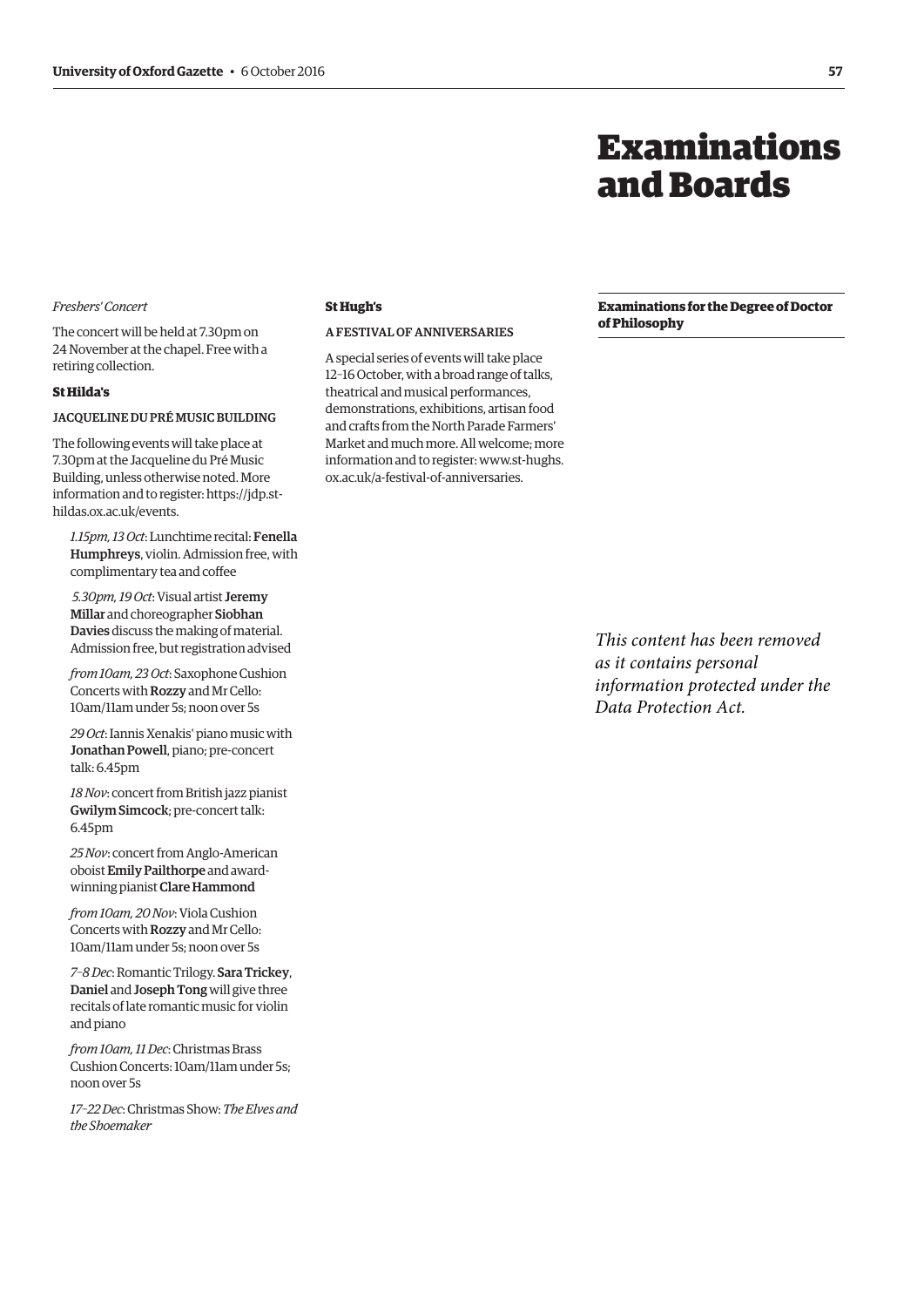*Freshers' Concert*

The concert will be held at 7.30pm on 24 November at the chapel. Free with a retiring collection.

**St Hilda's**

JACQUELINE DU PRÉ MUSIC BUILDING

The following events will take place at 7.30pm at the Jacqueline du Pré Music Building, unless otherwise noted. More information and to register: https://jdp.st-hildas.ox.ac.uk/events.

*1.15pm, 13 Oct*: Lunchtime recital: **Fenella Humphreys**, violin. Admission free, with complimentary tea and coffee

*5.30pm, 19 Oct*: Visual artist **Jeremy Millar** and choreographer **Siobhan Davies** discuss the making of material. Admission free, but registration advised

*from 10am, 23 Oct*: Saxophone Cushion Concerts with **Rozzy** and Mr Cello: 10am/11am under 5s; noon over 5s

*29 Oct*: Iannis Xenakis' piano music with **Jonathan Powell**, piano; pre-concert talk: 6.45pm

*18 Nov*: concert from British jazz pianist **Gwilym Simcock**; pre-concert talk: 6.45pm

*25 Nov*: concert from Anglo-American oboist **Emily Pailthorpe** and award-winning pianist **Clare Hammond**

*from 10am, 20 Nov*: Viola Cushion Concerts with **Rozzy** and Mr Cello: 10am/11am under 5s; noon over 5s

*7–8 Dec*: Romantic Trilogy. **Sara Trickey**, **Daniel** and **Joseph Tong** will give three recitals of late romantic music for violin and piano

*from 10am, 11 Dec*: Christmas Brass Cushion Concerts: 10am/11am under 5s; noon over 5s

*17–22 Dec*: Christmas Show: *The Elves and the Shoemaker*

**St Hugh's**

A FESTIVAL OF ANNIVERSARIES

A special series of events will take place 12–16 October, with a broad range of talks, theatrical and musical performances, demonstrations, exhibitions, artisan food and crafts from the North Parade Farmers' Market and much more. All welcome; more information and to register: www.st-hughs.ox.ac.uk/a-festival-of-anniversaries.

# Examinations and Boards

**Examinations for the Degree of Doctor of Philosophy**

*This content has been removed as it contains personal information protected under the Data Protection Act.*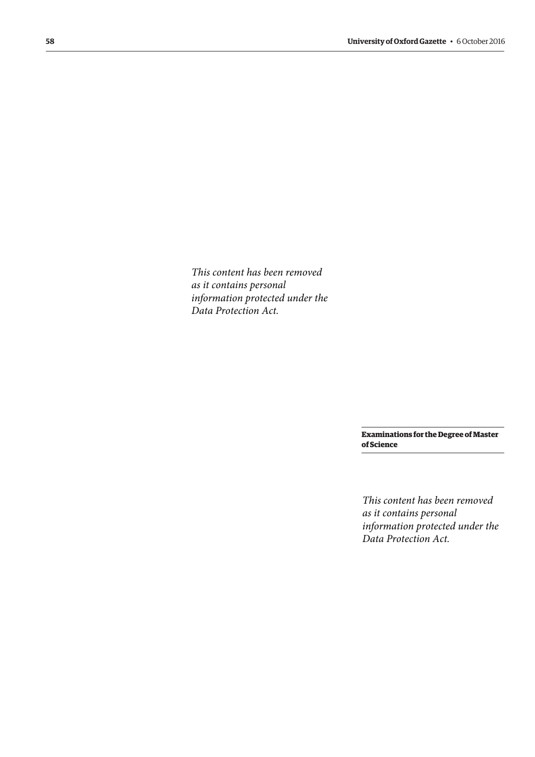*This content has been removed as it contains personal information protected under the Data Protection Act.*

## Examinations for the Degree of Master of Science

*This content has been removed as it contains personal information protected under the Data Protection Act.*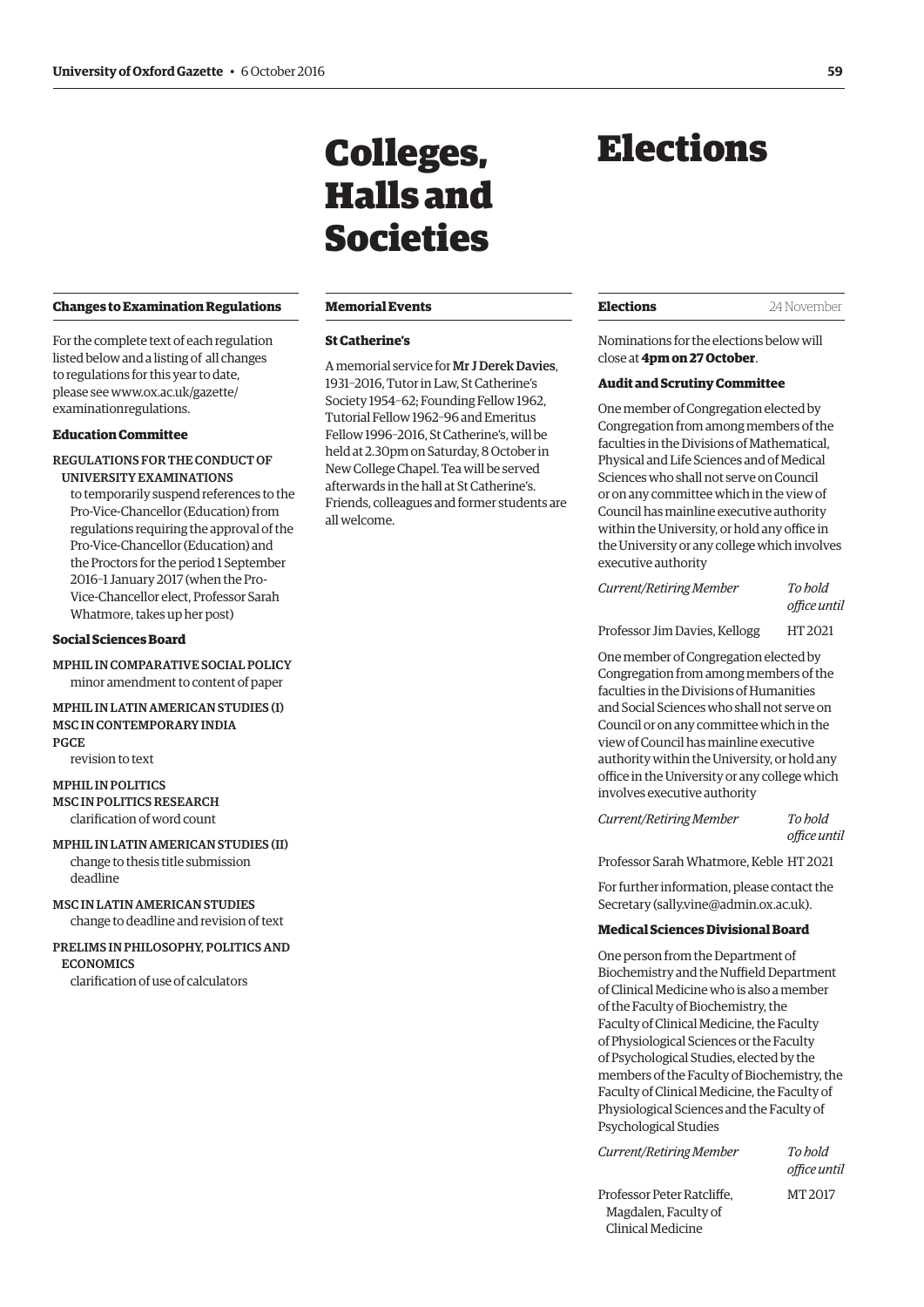### Changes to Examination Regulations

For the complete text of each regulation listed below and a listing of all changes to regulations for this year to date, please see www.ox.ac.uk/gazette/examinationregulations.

#### Education Committee

REGULATIONS FOR THE CONDUCT OF UNIVERSITY EXAMINATIONS
to temporarily suspend references to the Pro-Vice-Chancellor (Education) from regulations requiring the approval of the Pro-Vice-Chancellor (Education) and the Proctors for the period 1 September 2016–1 January 2017 (when the Pro-Vice-Chancellor elect, Professor Sarah Whatmore, takes up her post)

#### Social Sciences Board

MPHIL IN COMPARATIVE SOCIAL POLICY
minor amendment to content of paper

MPHIL IN LATIN AMERICAN STUDIES (I)
MSC IN CONTEMPORARY INDIA
PGCE
revision to text

MPHIL IN POLITICS
MSC IN POLITICS RESEARCH
clarification of word count

MPHIL IN LATIN AMERICAN STUDIES (II)
change to thesis title submission deadline

MSC IN LATIN AMERICAN STUDIES
change to deadline and revision of text

PRELIMS IN PHILOSOPHY, POLITICS AND ECONOMICS
clarification of use of calculators

# Colleges, Halls and Societies

### Memorial Events

#### St Catherine's

A memorial service for **Mr J Derek Davies**, 1931–2016, Tutor in Law, St Catherine's Society 1954–62; Founding Fellow 1962, Tutorial Fellow 1962–96 and Emeritus Fellow 1996–2016, St Catherine's, will be held at 2.30pm on Saturday, 8 October in New College Chapel. Tea will be served afterwards in the hall at St Catherine's. Friends, colleagues and former students are all welcome.

# Elections

### Elections — 24 November

Nominations for the elections below will close at **4pm on 27 October**.

#### Audit and Scrutiny Committee

One member of Congregation elected by Congregation from among members of the faculties in the Divisions of Mathematical, Physical and Life Sciences and of Medical Sciences who shall not serve on Council or on any committee which in the view of Council has mainline executive authority within the University, or hold any office in the University or any college which involves executive authority

| *Current/Retiring Member* | *To hold office until* |
|---|---|
| Professor Jim Davies, Kellogg | HT 2021 |

One member of Congregation elected by Congregation from among members of the faculties in the Divisions of Humanities and Social Sciences who shall not serve on Council or on any committee which in the view of Council has mainline executive authority within the University, or hold any office in the University or any college which involves executive authority

| *Current/Retiring Member* | *To hold office until* |
|---|---|
| Professor Sarah Whatmore, Keble | HT 2021 |

For further information, please contact the Secretary (sally.vine@admin.ox.ac.uk).

#### Medical Sciences Divisional Board

One person from the Department of Biochemistry and the Nuffield Department of Clinical Medicine who is also a member of the Faculty of Biochemistry, the Faculty of Clinical Medicine, the Faculty of Physiological Sciences or the Faculty of Psychological Studies, elected by the members of the Faculty of Biochemistry, the Faculty of Clinical Medicine, the Faculty of Physiological Sciences and the Faculty of Psychological Studies

| *Current/Retiring Member* | *To hold office until* |
|---|---|
| Professor Peter Ratcliffe, Magdalen, Faculty of Clinical Medicine | MT 2017 |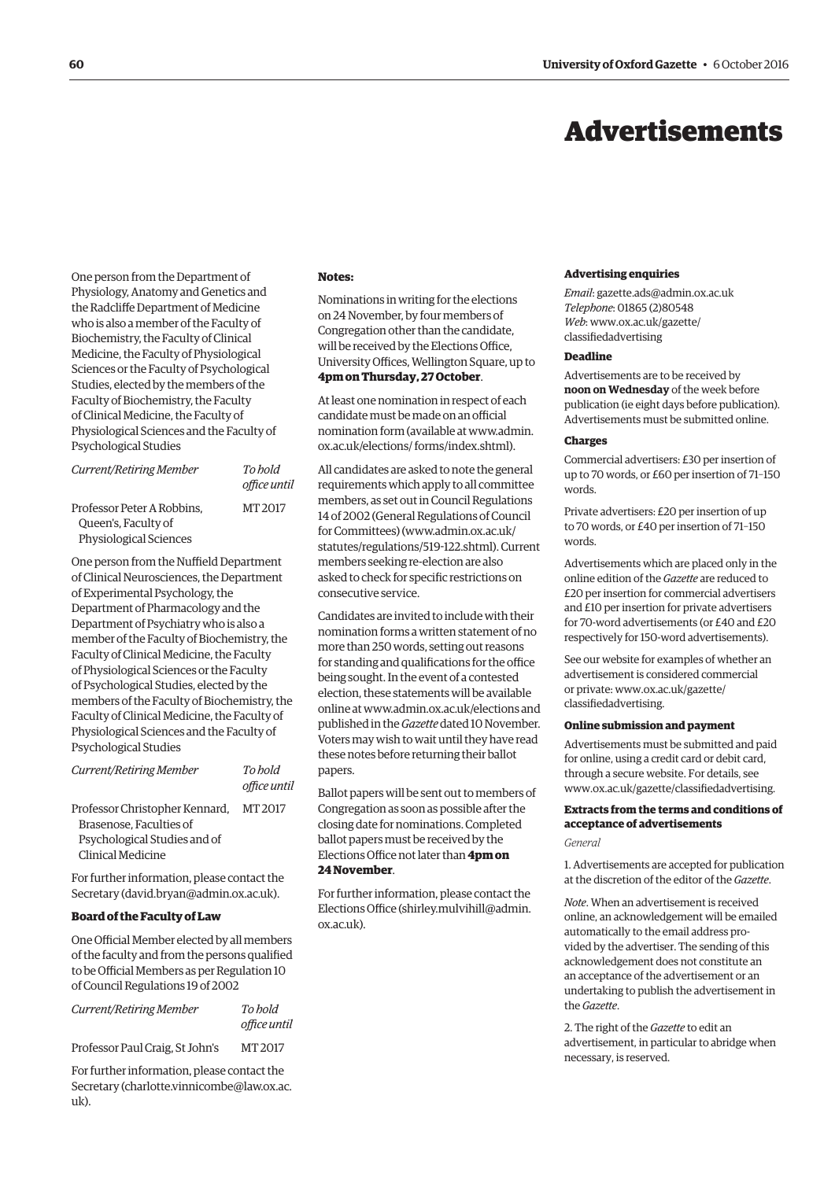# Advertisements

One person from the Department of Physiology, Anatomy and Genetics and the Radcliffe Department of Medicine who is also a member of the Faculty of Biochemistry, the Faculty of Clinical Medicine, the Faculty of Physiological Sciences or the Faculty of Psychological Studies, elected by the members of the Faculty of Biochemistry, the Faculty of Clinical Medicine, the Faculty of Physiological Sciences and the Faculty of Psychological Studies

| *Current/Retiring Member* | *To hold office until* |
|---|---|
| Professor Peter A Robbins, Queen's, Faculty of Physiological Sciences | MT 2017 |

One person from the Nuffield Department of Clinical Neurosciences, the Department of Experimental Psychology, the Department of Pharmacology and the Department of Psychiatry who is also a member of the Faculty of Biochemistry, the Faculty of Clinical Medicine, the Faculty of Physiological Sciences or the Faculty of Psychological Studies, elected by the members of the Faculty of Biochemistry, the Faculty of Clinical Medicine, the Faculty of Physiological Sciences and the Faculty of Psychological Studies

| *Current/Retiring Member* | *To hold office until* |
|---|---|
| Professor Christopher Kennard, Brasenose, Faculties of Psychological Studies and of Clinical Medicine | MT 2017 |

For further information, please contact the Secretary (david.bryan@admin.ox.ac.uk).

**Board of the Faculty of Law**

One Official Member elected by all members of the faculty and from the persons qualified to be Official Members as per Regulation 10 of Council Regulations 19 of 2002

| *Current/Retiring Member* | *To hold office until* |
|---|---|
| Professor Paul Craig, St John's | MT 2017 |

For further information, please contact the Secretary (charlotte.vinnicombe@law.ox.ac.uk).

**Notes:**

Nominations in writing for the elections on 24 November, by four members of Congregation other than the candidate, will be received by the Elections Office, University Offices, Wellington Square, up to **4pm on Thursday, 27 October**.

At least one nomination in respect of each candidate must be made on an official nomination form (available at www.admin.ox.ac.uk/elections/ forms/index.shtml).

All candidates are asked to note the general requirements which apply to all committee members, as set out in Council Regulations 14 of 2002 (General Regulations of Council for Committees) (www.admin.ox.ac.uk/statutes/regulations/519-122.shtml). Current members seeking re-election are also asked to check for specific restrictions on consecutive service.

Candidates are invited to include with their nomination forms a written statement of no more than 250 words, setting out reasons for standing and qualifications for the office being sought. In the event of a contested election, these statements will be available online at www.admin.ox.ac.uk/elections and published in the *Gazette* dated 10 November. Voters may wish to wait until they have read these notes before returning their ballot papers.

Ballot papers will be sent out to members of Congregation as soon as possible after the closing date for nominations. Completed ballot papers must be received by the Elections Office not later than **4pm on 24 November**.

For further information, please contact the Elections Office (shirley.mulvihill@admin.ox.ac.uk).

**Advertising enquiries**

*Email*: gazette.ads@admin.ox.ac.uk
*Telephone*: 01865 (2)80548
*Web*: www.ox.ac.uk/gazette/classifiedadvertising

**Deadline**

Advertisements are to be received by **noon on Wednesday** of the week before publication (ie eight days before publication). Advertisements must be submitted online.

**Charges**

Commercial advertisers: £30 per insertion of up to 70 words, or £60 per insertion of 71–150 words.

Private advertisers: £20 per insertion of up to 70 words, or £40 per insertion of 71–150 words.

Advertisements which are placed only in the online edition of the *Gazette* are reduced to £20 per insertion for commercial advertisers and £10 per insertion for private advertisers for 70-word advertisements (or £40 and £20 respectively for 150-word advertisements).

See our website for examples of whether an advertisement is considered commercial or private: www.ox.ac.uk/gazette/classifiedadvertising.

**Online submission and payment**

Advertisements must be submitted and paid for online, using a credit card or debit card, through a secure website. For details, see www.ox.ac.uk/gazette/classifiedadvertising.

**Extracts from the terms and conditions of acceptance of advertisements**

*General*

1. Advertisements are accepted for publication at the discretion of the editor of the *Gazette*.

*Note*. When an advertisement is received online, an acknowledgement will be emailed automatically to the email address provided by the advertiser. The sending of this acknowledgement does not constitute an an acceptance of the advertisement or an undertaking to publish the advertisement in the *Gazette*.

2. The right of the *Gazette* to edit an advertisement, in particular to abridge when necessary, is reserved.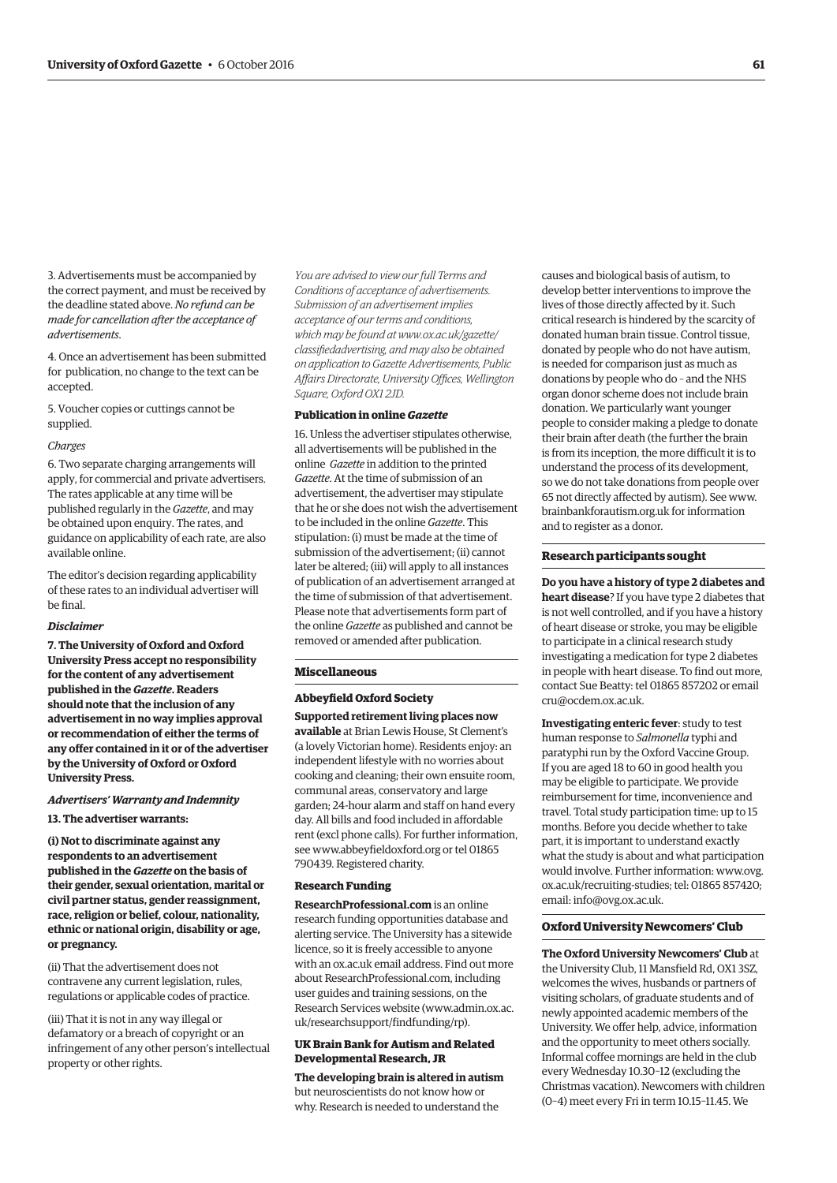3. Advertisements must be accompanied by the correct payment, and must be received by the deadline stated above. *No refund can be made for cancellation after the acceptance of advertisements*.

4. Once an advertisement has been submitted for publication, no change to the text can be accepted.

5. Voucher copies or cuttings cannot be supplied.

*Charges*

6. Two separate charging arrangements will apply, for commercial and private advertisers. The rates applicable at any time will be published regularly in the *Gazette*, and may be obtained upon enquiry. The rates, and guidance on applicability of each rate, are also available online.

The editor's decision regarding applicability of these rates to an individual advertiser will be final.

***Disclaimer***

**7. The University of Oxford and Oxford University Press accept no responsibility for the content of any advertisement published in the *Gazette*. Readers should note that the inclusion of any advertisement in no way implies approval or recommendation of either the terms of any offer contained in it or of the advertiser by the University of Oxford or Oxford University Press.**

***Advertisers' Warranty and Indemnity***

**13. The advertiser warrants:**

**(i) Not to discriminate against any respondents to an advertisement published in the *Gazette* on the basis of their gender, sexual orientation, marital or civil partner status, gender reassignment, race, religion or belief, colour, nationality, ethnic or national origin, disability or age, or pregnancy.**

(ii) That the advertisement does not contravene any current legislation, rules, regulations or applicable codes of practice.

(iii) That it is not in any way illegal or defamatory or a breach of copyright or an infringement of any other person's intellectual property or other rights.

*You are advised to view our full Terms and Conditions of acceptance of advertisements. Submission of an advertisement implies acceptance of our terms and conditions, which may be found at www.ox.ac.uk/gazette/classifiedadvertising, and may also be obtained on application to Gazette Advertisements, Public Affairs Directorate, University Offices, Wellington Square, Oxford OX1 2JD.*

#### Publication in online *Gazette*

16. Unless the advertiser stipulates otherwise, all advertisements will be published in the online *Gazette* in addition to the printed *Gazette*. At the time of submission of an advertisement, the advertiser may stipulate that he or she does not wish the advertisement to be included in the online *Gazette*. This stipulation: (i) must be made at the time of submission of the advertisement; (ii) cannot later be altered; (iii) will apply to all instances of publication of an advertisement arranged at the time of submission of that advertisement. Please note that advertisements form part of the online *Gazette* as published and cannot be removed or amended after publication.

## Miscellaneous

#### Abbeyfield Oxford Society

**Supported retirement living places now available** at Brian Lewis House, St Clement's (a lovely Victorian home). Residents enjoy: an independent lifestyle with no worries about cooking and cleaning; their own ensuite room, communal areas, conservatory and large garden; 24-hour alarm and staff on hand every day. All bills and food included in affordable rent (excl phone calls). For further information, see www.abbeyfieldoxford.org or tel 01865 790439. Registered charity.

#### Research Funding

**ResearchProfessional.com** is an online research funding opportunities database and alerting service. The University has a sitewide licence, so it is freely accessible to anyone with an ox.ac.uk email address. Find out more about ResearchProfessional.com, including user guides and training sessions, on the Research Services website (www.admin.ox.ac.uk/researchsupport/findfunding/rp).

#### UK Brain Bank for Autism and Related Developmental Research, JR

**The developing brain is altered in autism** but neuroscientists do not know how or why. Research is needed to understand the causes and biological basis of autism, to develop better interventions to improve the lives of those directly affected by it. Such critical research is hindered by the scarcity of donated human brain tissue. Control tissue, donated by people who do not have autism, is needed for comparison just as much as donations by people who do – and the NHS organ donor scheme does not include brain donation. We particularly want younger people to consider making a pledge to donate their brain after death (the further the brain is from its inception, the more difficult it is to understand the process of its development, so we do not take donations from people over 65 not directly affected by autism). See www.brainbankforautism.org.uk for information and to register as a donor.

## Research participants sought

**Do you have a history of type 2 diabetes and heart disease**? If you have type 2 diabetes that is not well controlled, and if you have a history of heart disease or stroke, you may be eligible to participate in a clinical research study investigating a medication for type 2 diabetes in people with heart disease. To find out more, contact Sue Beatty: tel 01865 857202 or email cru@ocdem.ox.ac.uk.

**Investigating enteric fever**: study to test human response to *Salmonella* typhi and paratyphi run by the Oxford Vaccine Group. If you are aged 18 to 60 in good health you may be eligible to participate. We provide reimbursement for time, inconvenience and travel. Total study participation time: up to 15 months. Before you decide whether to take part, it is important to understand exactly what the study is about and what participation would involve. Further information: www.ovg.ox.ac.uk/recruiting-studies; tel: 01865 857420; email: info@ovg.ox.ac.uk.

## Oxford University Newcomers' Club

**The Oxford University Newcomers' Club** at the University Club, 11 Mansfield Rd, OX1 3SZ, welcomes the wives, husbands or partners of visiting scholars, of graduate students and of newly appointed academic members of the University. We offer help, advice, information and the opportunity to meet others socially. Informal coffee mornings are held in the club every Wednesday 10.30–12 (excluding the Christmas vacation). Newcomers with children (0–4) meet every Fri in term 10.15–11.45. We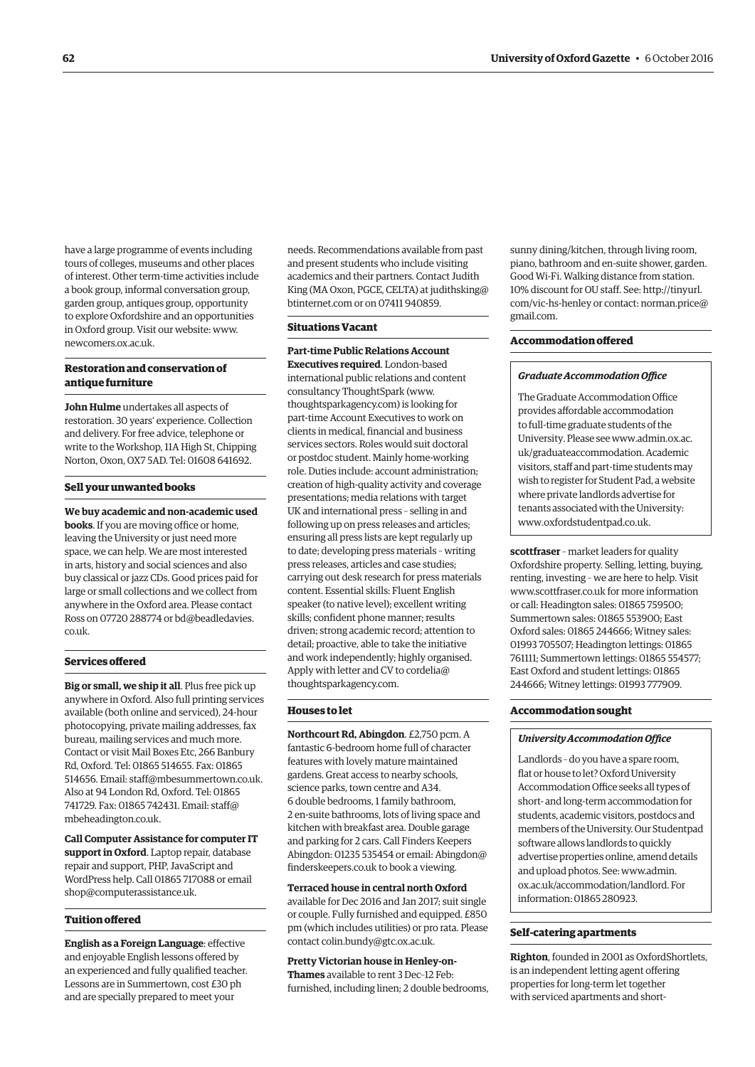have a large programme of events including tours of colleges, museums and other places of interest. Other term-time activities include a book group, informal conversation group, garden group, antiques group, opportunity to explore Oxfordshire and an opportunities in Oxford group. Visit our website: www.newcomers.ox.ac.uk.

### Restoration and conservation of antique furniture

**John Hulme** undertakes all aspects of restoration. 30 years' experience. Collection and delivery. For free advice, telephone or write to the Workshop, 11A High St, Chipping Norton, Oxon, OX7 5AD. Tel: 01608 641692.

### Sell your unwanted books

**We buy academic and non-academic used books**. If you are moving office or home, leaving the University or just need more space, we can help. We are most interested in arts, history and social sciences and also buy classical or jazz CDs. Good prices paid for large or small collections and we collect from anywhere in the Oxford area. Please contact Ross on 07720 288774 or bd@beadledavies.co.uk.

### Services offered

**Big or small, we ship it all**. Plus free pick up anywhere in Oxford. Also full printing services available (both online and serviced), 24-hour photocopying, private mailing addresses, fax bureau, mailing services and much more. Contact or visit Mail Boxes Etc, 266 Banbury Rd, Oxford. Tel: 01865 514655. Fax: 01865 514656. Email: staff@mbesummertown.co.uk. Also at 94 London Rd, Oxford. Tel: 01865 741729. Fax: 01865 742431. Email: staff@mbeheadington.co.uk.

**Call Computer Assistance for computer IT support in Oxford**. Laptop repair, database repair and support, PHP, JavaScript and WordPress help. Call 01865 717088 or email shop@computerassistance.uk.

### Tuition offered

**English as a Foreign Language**: effective and enjoyable English lessons offered by an experienced and fully qualified teacher. Lessons are in Summertown, cost £30 ph and are specially prepared to meet your needs. Recommendations available from past and present students who include visiting academics and their partners. Contact Judith King (MA Oxon, PGCE, CELTA) at judithsking@btinternet.com or on 07411 940859.

### Situations Vacant

**Part-time Public Relations Account Executives required**. London-based international public relations and content consultancy ThoughtSpark (www.thoughtsparkagency.com) is looking for part-time Account Executives to work on clients in medical, financial and business services sectors. Roles would suit doctoral or postdoc student. Mainly home-working role. Duties include: account administration; creation of high-quality activity and coverage presentations; media relations with target UK and international press – selling in and following up on press releases and articles; ensuring all press lists are kept regularly up to date; developing press materials – writing press releases, articles and case studies; carrying out desk research for press materials content. Essential skills: Fluent English speaker (to native level); excellent writing skills; confident phone manner; results driven; strong academic record; attention to detail; proactive, able to take the initiative and work independently; highly organised. Apply with letter and CV to cordelia@thoughtsparkagency.com.

### Houses to let

**Northcourt Rd, Abingdon**. £2,750 pcm. A fantastic 6-bedroom home full of character features with lovely mature maintained gardens. Great access to nearby schools, science parks, town centre and A34. 6 double bedrooms, 1 family bathroom, 2 en-suite bathrooms, lots of living space and kitchen with breakfast area. Double garage and parking for 2 cars. Call Finders Keepers Abingdon: 01235 535454 or email: Abingdon@finderskeepers.co.uk to book a viewing.

**Terraced house in central north Oxford** available for Dec 2016 and Jan 2017; suit single or couple. Fully furnished and equipped. £850 pm (which includes utilities) or pro rata. Please contact colin.bundy@gtc.ox.ac.uk.

**Pretty Victorian house in Henley-on-Thames** available to rent 3 Dec–12 Feb: furnished, including linen; 2 double bedrooms, sunny dining/kitchen, through living room, piano, bathroom and en-suite shower, garden. Good Wi-Fi. Walking distance from station. 10% discount for OU staff. See: http://tinyurl.com/vic-hs-henley or contact: norman.price@gmail.com.

### Accommodation offered

#### *Graduate Accommodation Office*

The Graduate Accommodation Office provides affordable accommodation to full-time graduate students of the University. Please see www.admin.ox.ac.uk/graduateaccommodation. Academic visitors, staff and part-time students may wish to register for Student Pad, a website where private landlords advertise for tenants associated with the University: www.oxfordstudentpad.co.uk.

**scottfraser** – market leaders for quality Oxfordshire property. Selling, letting, buying, renting, investing – we are here to help. Visit www.scottfraser.co.uk for more information or call: Headington sales: 01865 759500; Summertown sales: 01865 553900; East Oxford sales: 01865 244666; Witney sales: 01993 705507; Headington lettings: 01865 761111; Summertown lettings: 01865 554577; East Oxford and student lettings: 01865 244666; Witney lettings: 01993 777909.

### Accommodation sought

#### *University Accommodation Office*

Landlords – do you have a spare room, flat or house to let? Oxford University Accommodation Office seeks all types of short- and long-term accommodation for students, academic visitors, postdocs and members of the University. Our Studentpad software allows landlords to quickly advertise properties online, amend details and upload photos. See: www.admin.ox.ac.uk/accommodation/landlord. For information: 01865 280923.

### Self-catering apartments

**Righton**, founded in 2001 as OxfordShortlets, is an independent letting agent offering properties for long-term let together with serviced apartments and short-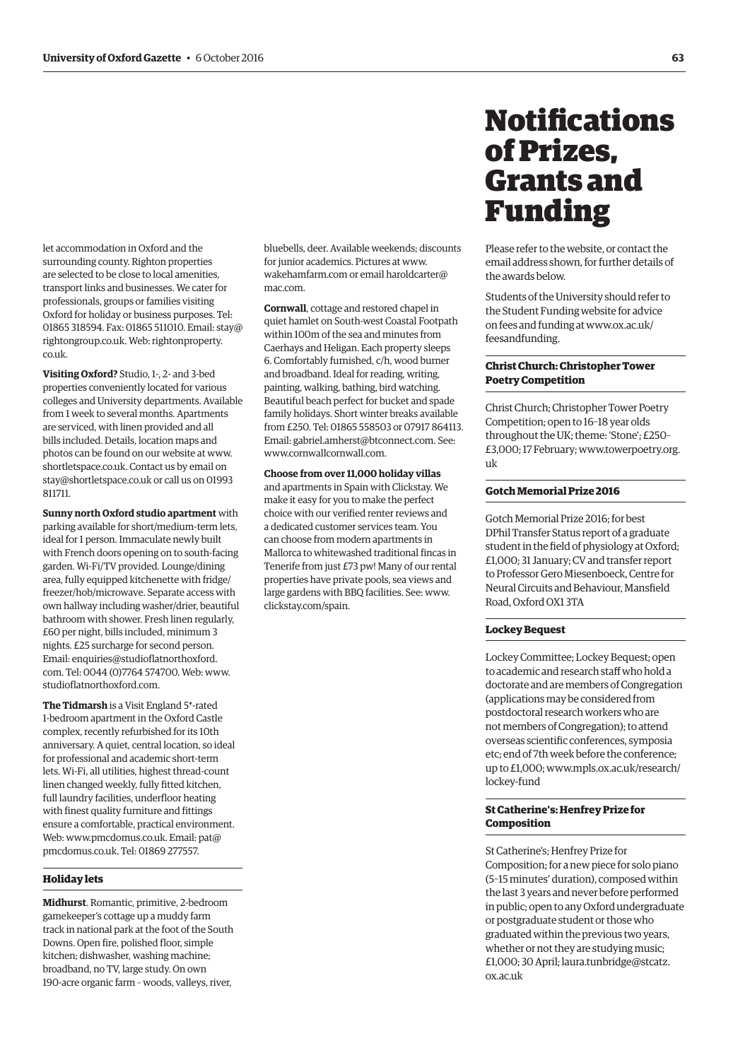let accommodation in Oxford and the surrounding county. Righton properties are selected to be close to local amenities, transport links and businesses. We cater for professionals, groups or families visiting Oxford for holiday or business purposes. Tel: 01865 318594. Fax: 01865 511010. Email: stay@rightongroup.co.uk. Web: rightonproperty.co.uk.

**Visiting Oxford?** Studio, 1-, 2- and 3-bed properties conveniently located for various colleges and University departments. Available from 1 week to several months. Apartments are serviced, with linen provided and all bills included. Details, location maps and photos can be found on our website at www.shortletspace.co.uk. Contact us by email on stay@shortletspace.co.uk or call us on 01993 811711.

**Sunny north Oxford studio apartment** with parking available for short/medium-term lets, ideal for 1 person. Immaculate newly built with French doors opening on to south-facing garden. Wi-Fi/TV provided. Lounge/dining area, fully equipped kitchenette with fridge/freezer/hob/microwave. Separate access with own hallway including washer/drier, beautiful bathroom with shower. Fresh linen regularly, £60 per night, bills included, minimum 3 nights. £25 surcharge for second person. Email: enquiries@studioflatnorthoxford.com. Tel: 0044 (0)7764 574700. Web: www.studioflatnorthoxford.com.

**The Tidmarsh** is a Visit England 5*-rated 1-bedroom apartment in the Oxford Castle complex, recently refurbished for its 10th anniversary. A quiet, central location, so ideal for professional and academic short-term lets. Wi-Fi, all utilities, highest thread-count linen changed weekly, fully fitted kitchen, full laundry facilities, underfloor heating with finest quality furniture and fittings ensure a comfortable, practical environment. Web: www.pmcdomus.co.uk. Email: pat@pmcdomus.co.uk. Tel: 01869 277557.

### Holiday lets

**Midhurst**. Romantic, primitive, 2-bedroom gamekeeper's cottage up a muddy farm track in national park at the foot of the South Downs. Open fire, polished floor, simple kitchen; dishwasher, washing machine; broadband, no TV, large study. On own 190-acre organic farm – woods, valleys, river, bluebells, deer. Available weekends; discounts for junior academics. Pictures at www.wakehamfarm.com or email haroldcarter@mac.com.

**Cornwall**, cottage and restored chapel in quiet hamlet on South-west Coastal Footpath within 100m of the sea and minutes from Caerhays and Heligan. Each property sleeps 6. Comfortably furnished, c/h, wood burner and broadband. Ideal for reading, writing, painting, walking, bathing, bird watching. Beautiful beach perfect for bucket and spade family holidays. Short winter breaks available from £250. Tel: 01865 558503 or 07917 864113. Email: gabriel.amherst@btconnect.com. See: www.cornwallcornwall.com.

**Choose from over 11,000 holiday villas** and apartments in Spain with Clickstay. We make it easy for you to make the perfect choice with our verified renter reviews and a dedicated customer services team. You can choose from modern apartments in Mallorca to whitewashed traditional fincas in Tenerife from just £73 pw! Many of our rental properties have private pools, sea views and large gardens with BBQ facilities. See: www.clickstay.com/spain.

# Notifications of Prizes, Grants and Funding

Please refer to the website, or contact the email address shown, for further details of the awards below.

Students of the University should refer to the Student Funding website for advice on fees and funding at www.ox.ac.uk/feesandfunding.

### Christ Church: Christopher Tower Poetry Competition

Christ Church; Christopher Tower Poetry Competition; open to 16–18 year olds throughout the UK; theme: 'Stone'; £250–£3,000; 17 February; www.towerpoetry.org.uk

### Gotch Memorial Prize 2016

Gotch Memorial Prize 2016; for best DPhil Transfer Status report of a graduate student in the field of physiology at Oxford; £1,000; 31 January; CV and transfer report to Professor Gero Miesenboeck, Centre for Neural Circuits and Behaviour, Mansfield Road, Oxford OX1 3TA

### Lockey Bequest

Lockey Committee; Lockey Bequest; open to academic and research staff who hold a doctorate and are members of Congregation (applications may be considered from postdoctoral research workers who are not members of Congregation); to attend overseas scientific conferences, symposia etc; end of 7th week before the conference; up to £1,000; www.mpls.ox.ac.uk/research/lockey-fund

### St Catherine's: Henfrey Prize for Composition

St Catherine's; Henfrey Prize for Composition; for a new piece for solo piano (5–15 minutes' duration), composed within the last 3 years and never before performed in public; open to any Oxford undergraduate or postgraduate student or those who graduated within the previous two years, whether or not they are studying music; £1,000; 30 April; laura.tunbridge@stcatz.ox.ac.uk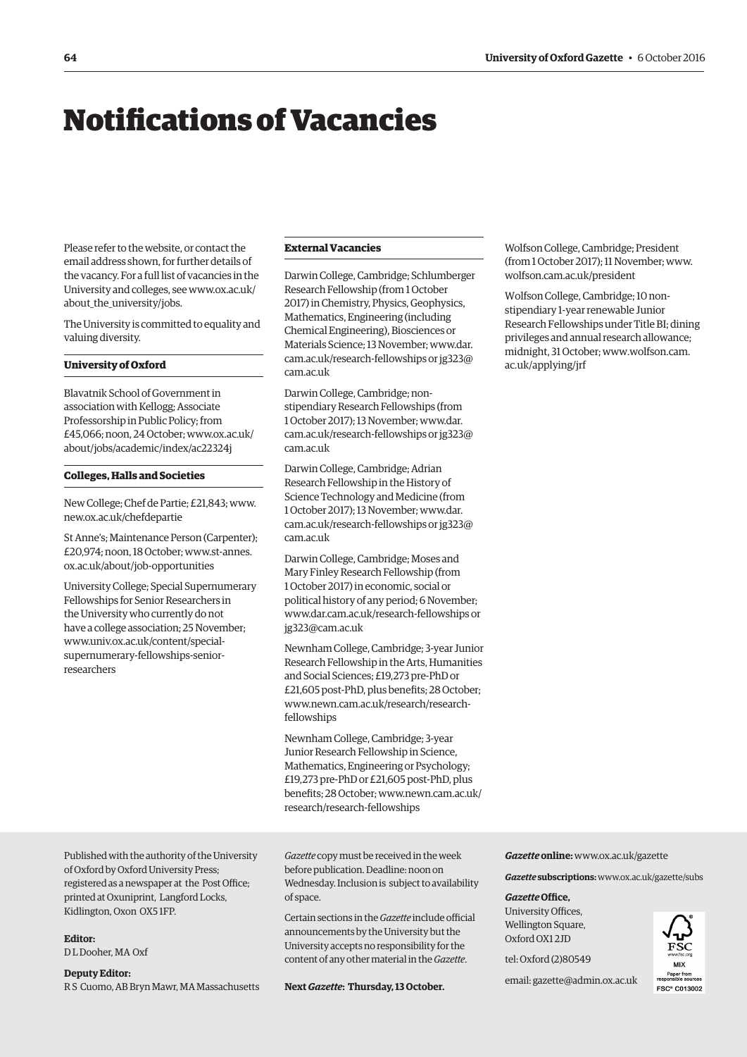# Notifications of Vacancies

Please refer to the website, or contact the email address shown, for further details of the vacancy. For a full list of vacancies in the University and colleges, see www.ox.ac.uk/about_the_university/jobs.

The University is committed to equality and valuing diversity.

### University of Oxford

Blavatnik School of Government in association with Kellogg; Associate Professorship in Public Policy; from £45,066; noon, 24 October; www.ox.ac.uk/about/jobs/academic/index/ac22324j

### Colleges, Halls and Societies

New College; Chef de Partie; £21,843; www.new.ox.ac.uk/chefdepartie

St Anne's; Maintenance Person (Carpenter); £20,974; noon, 18 October; www.st-annes.ox.ac.uk/about/job-opportunities

University College; Special Supernumerary Fellowships for Senior Researchers in the University who currently do not have a college association; 25 November; www.univ.ox.ac.uk/content/special-supernumerary-fellowships-senior-researchers

### External Vacancies

Darwin College, Cambridge; Schlumberger Research Fellowship (from 1 October 2017) in Chemistry, Physics, Geophysics, Mathematics, Engineering (including Chemical Engineering), Biosciences or Materials Science; 13 November; www.dar.cam.ac.uk/research-fellowships or jg323@cam.ac.uk

Darwin College, Cambridge; non-stipendiary Research Fellowships (from 1 October 2017); 13 November; www.dar.cam.ac.uk/research-fellowships or jg323@cam.ac.uk

Darwin College, Cambridge; Adrian Research Fellowship in the History of Science Technology and Medicine (from 1 October 2017); 13 November; www.dar.cam.ac.uk/research-fellowships or jg323@cam.ac.uk

Darwin College, Cambridge; Moses and Mary Finley Research Fellowship (from 1 October 2017) in economic, social or political history of any period; 6 November; www.dar.cam.ac.uk/research-fellowships or jg323@cam.ac.uk

Newnham College, Cambridge; 3-year Junior Research Fellowship in the Arts, Humanities and Social Sciences; £19,273 pre-PhD or £21,605 post-PhD, plus benefits; 28 October; www.newn.cam.ac.uk/research/research-fellowships

Newnham College, Cambridge; 3-year Junior Research Fellowship in Science, Mathematics, Engineering or Psychology; £19,273 pre-PhD or £21,605 post-PhD, plus benefits; 28 October; www.newn.cam.ac.uk/research/research-fellowships

Wolfson College, Cambridge; President (from 1 October 2017); 11 November; www.wolfson.cam.ac.uk/president

Wolfson College, Cambridge; 10 non-stipendiary 1-year renewable Junior Research Fellowships under Title BI; dining privileges and annual research allowance; midnight, 31 October; www.wolfson.cam.ac.uk/applying/jrf

---

Published with the authority of the University of Oxford by Oxford University Press; registered as a newspaper at the Post Office; printed at Oxuniprint, Langford Locks, Kidlington, Oxon OX5 1FP.

**Editor:**
D L Dooher, MA Oxf

**Deputy Editor:**
R S Cuomo, AB Bryn Mawr, MA Massachusetts

*Gazette* copy must be received in the week before publication. Deadline: noon on Wednesday. Inclusion is subject to availability of space.

Certain sections in the *Gazette* include official announcements by the University but the University accepts no responsibility for the content of any other material in the *Gazette*.

**Next *Gazette*: Thursday, 13 October.**

***Gazette* online:** www.ox.ac.uk/gazette

***Gazette* subscriptions:** www.ox.ac.uk/gazette/subs

***Gazette* Office,**
University Offices,
Wellington Square,
Oxford OX1 2JD

tel: Oxford (2)80549

email: gazette@admin.ox.ac.uk

FSC MIX Paper from responsible sources FSC® C013002